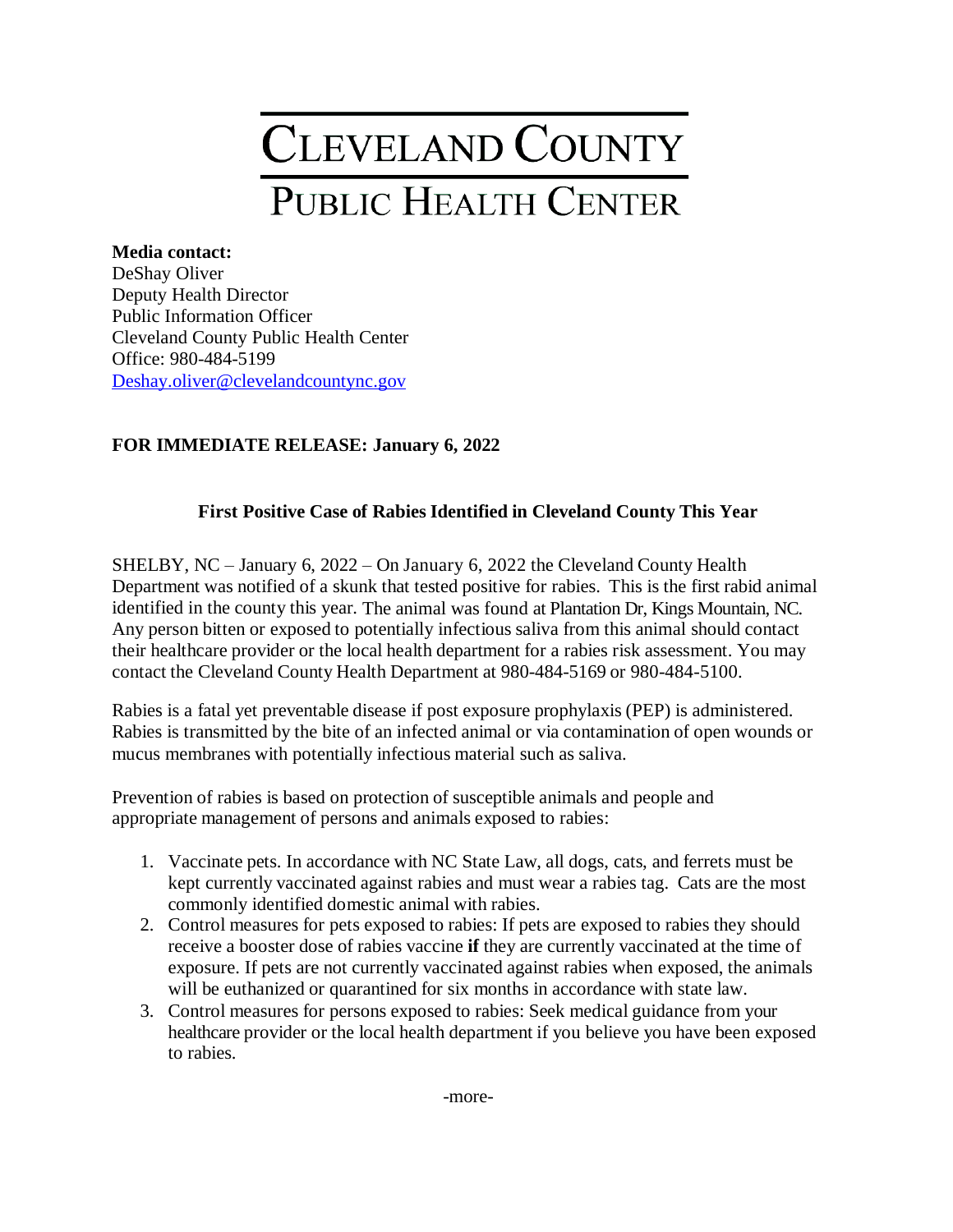# CLEVELAND COUNTY

## PUBLIC HEALTH CENTER

**Media contact:**
DeShay Oliver
Deputy Health Director
Public Information Officer
Cleveland County Public Health Center
Office: 980-484-5199
Deshay.oliver@clevelandcountync.gov

**FOR IMMEDIATE RELEASE: January 6, 2022**

### First Positive Case of Rabies Identified in Cleveland County This Year

SHELBY, NC – January 6, 2022 – On January 6, 2022 the Cleveland County Health Department was notified of a skunk that tested positive for rabies. This is the first rabid animal identified in the county this year. The animal was found at Plantation Dr, Kings Mountain, NC. Any person bitten or exposed to potentially infectious saliva from this animal should contact their healthcare provider or the local health department for a rabies risk assessment. You may contact the Cleveland County Health Department at 980-484-5169 or 980-484-5100.

Rabies is a fatal yet preventable disease if post exposure prophylaxis (PEP) is administered. Rabies is transmitted by the bite of an infected animal or via contamination of open wounds or mucus membranes with potentially infectious material such as saliva.

Prevention of rabies is based on protection of susceptible animals and people and appropriate management of persons and animals exposed to rabies:

1. Vaccinate pets. In accordance with NC State Law, all dogs, cats, and ferrets must be kept currently vaccinated against rabies and must wear a rabies tag. Cats are the most commonly identified domestic animal with rabies.
2. Control measures for pets exposed to rabies: If pets are exposed to rabies they should receive a booster dose of rabies vaccine **if** they are currently vaccinated at the time of exposure. If pets are not currently vaccinated against rabies when exposed, the animals will be euthanized or quarantined for six months in accordance with state law.
3. Control measures for persons exposed to rabies: Seek medical guidance from your healthcare provider or the local health department if you believe you have been exposed to rabies.

-more-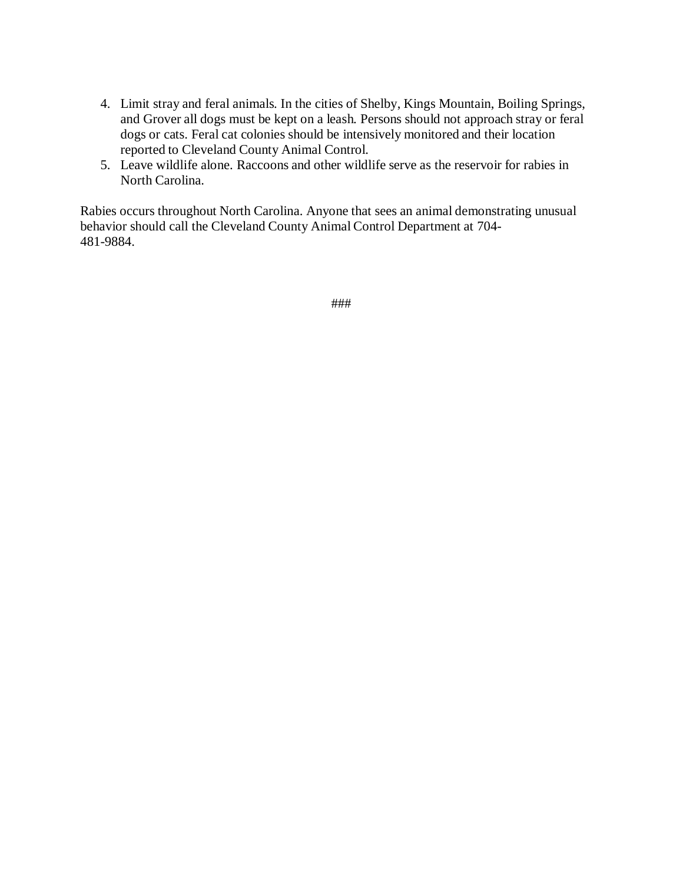4. Limit stray and feral animals. In the cities of Shelby, Kings Mountain, Boiling Springs, and Grover all dogs must be kept on a leash. Persons should not approach stray or feral dogs or cats. Feral cat colonies should be intensively monitored and their location reported to Cleveland County Animal Control.
5. Leave wildlife alone. Raccoons and other wildlife serve as the reservoir for rabies in North Carolina.

Rabies occurs throughout North Carolina. Anyone that sees an animal demonstrating unusual behavior should call the Cleveland County Animal Control Department at 704-481-9884.

###